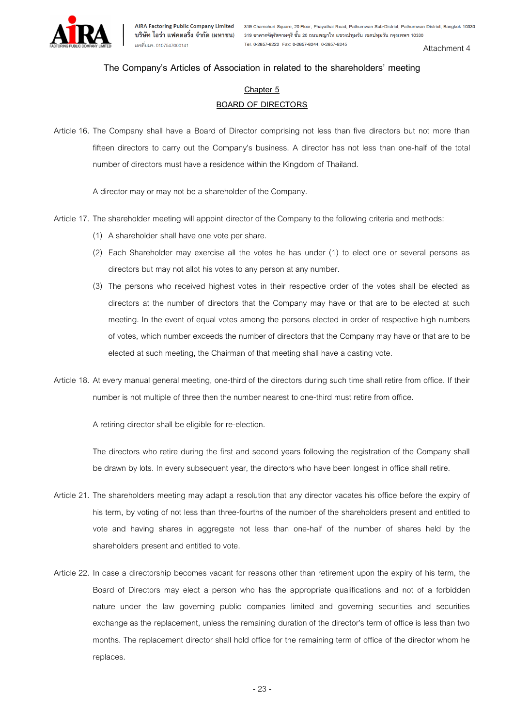Attachment 4

# The Company's Articles of Association in related to the shareholders' meeting

## Chapter 5

## BOARD OF DIRECTORS

Article 16. The Company shall have a Board of Director comprising not less than five directors but not more than fifteen directors to carry out the Company's business. A director has not less than one-half of the total number of directors must have a residence within the Kingdom of Thailand.

A director may or may not be a shareholder of the Company.

Article 17. The shareholder meeting will appoint director of the Company to the following criteria and methods:

(1) A shareholder shall have one vote per share.

(2) Each Shareholder may exercise all the votes he has under (1) to elect one or several persons as directors but may not allot his votes to any person at any number.

(3) The persons who received highest votes in their respective order of the votes shall be elected as directors at the number of directors that the Company may have or that are to be elected at such meeting. In the event of equal votes among the persons elected in order of respective high numbers of votes, which number exceeds the number of directors that the Company may have or that are to be elected at such meeting, the Chairman of that meeting shall have a casting vote.

Article 18. At every manual general meeting, one-third of the directors during such time shall retire from office. If their number is not multiple of three then the number nearest to one-third must retire from office.

A retiring director shall be eligible for re-election.

The directors who retire during the first and second years following the registration of the Company shall be drawn by lots. In every subsequent year, the directors who have been longest in office shall retire.

Article 21. The shareholders meeting may adapt a resolution that any director vacates his office before the expiry of his term, by voting of not less than three-fourths of the number of the shareholders present and entitled to vote and having shares in aggregate not less than one-half of the number of shares held by the shareholders present and entitled to vote.

Article 22. In case a directorship becomes vacant for reasons other than retirement upon the expiry of his term, the Board of Directors may elect a person who has the appropriate qualifications and not of a forbidden nature under the law governing public companies limited and governing securities and securities exchange as the replacement, unless the remaining duration of the director's term of office is less than two months. The replacement director shall hold office for the remaining term of office of the director whom he replaces.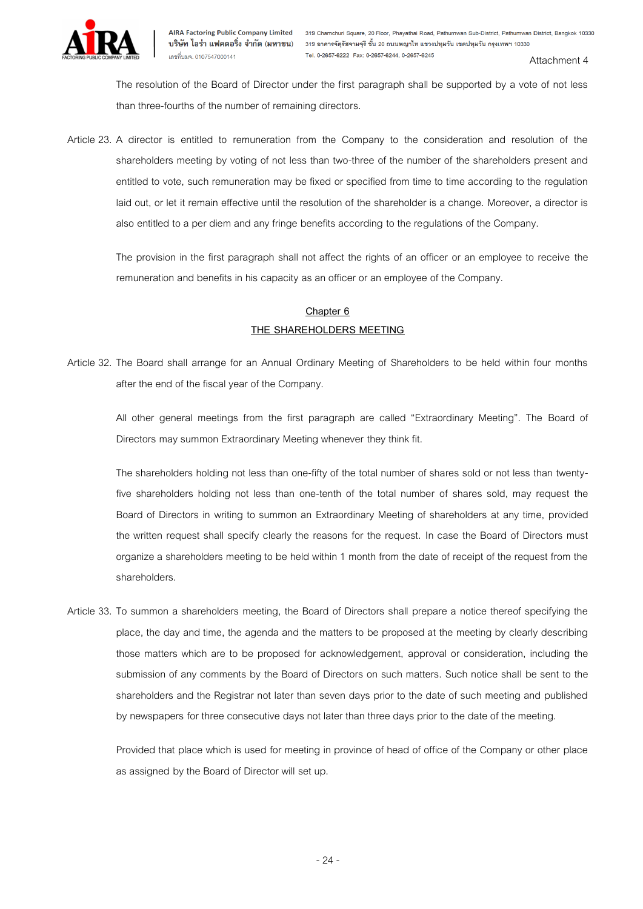The resolution of the Board of Director under the first paragraph shall be supported by a vote of not less than three-fourths of the number of remaining directors.

Article 23. A director is entitled to remuneration from the Company to the consideration and resolution of the shareholders meeting by voting of not less than two-three of the number of the shareholders present and entitled to vote, such remuneration may be fixed or specified from time to time according to the regulation laid out, or let it remain effective until the resolution of the shareholder is a change. Moreover, a director is also entitled to a per diem and any fringe benefits according to the regulations of the Company.

The provision in the first paragraph shall not affect the rights of an officer or an employee to receive the remuneration and benefits in his capacity as an officer or an employee of the Company.

## Chapter 6
## THE SHAREHOLDERS MEETING

Article 32. The Board shall arrange for an Annual Ordinary Meeting of Shareholders to be held within four months after the end of the fiscal year of the Company.

All other general meetings from the first paragraph are called "Extraordinary Meeting". The Board of Directors may summon Extraordinary Meeting whenever they think fit.

The shareholders holding not less than one-fifty of the total number of shares sold or not less than twenty-five shareholders holding not less than one-tenth of the total number of shares sold, may request the Board of Directors in writing to summon an Extraordinary Meeting of shareholders at any time, provided the written request shall specify clearly the reasons for the request. In case the Board of Directors must organize a shareholders meeting to be held within 1 month from the date of receipt of the request from the shareholders.

Article 33. To summon a shareholders meeting, the Board of Directors shall prepare a notice thereof specifying the place, the day and time, the agenda and the matters to be proposed at the meeting by clearly describing those matters which are to be proposed for acknowledgement, approval or consideration, including the submission of any comments by the Board of Directors on such matters. Such notice shall be sent to the shareholders and the Registrar not later than seven days prior to the date of such meeting and published by newspapers for three consecutive days not later than three days prior to the date of the meeting.

Provided that place which is used for meeting in province of head of office of the Company or other place as assigned by the Board of Director will set up.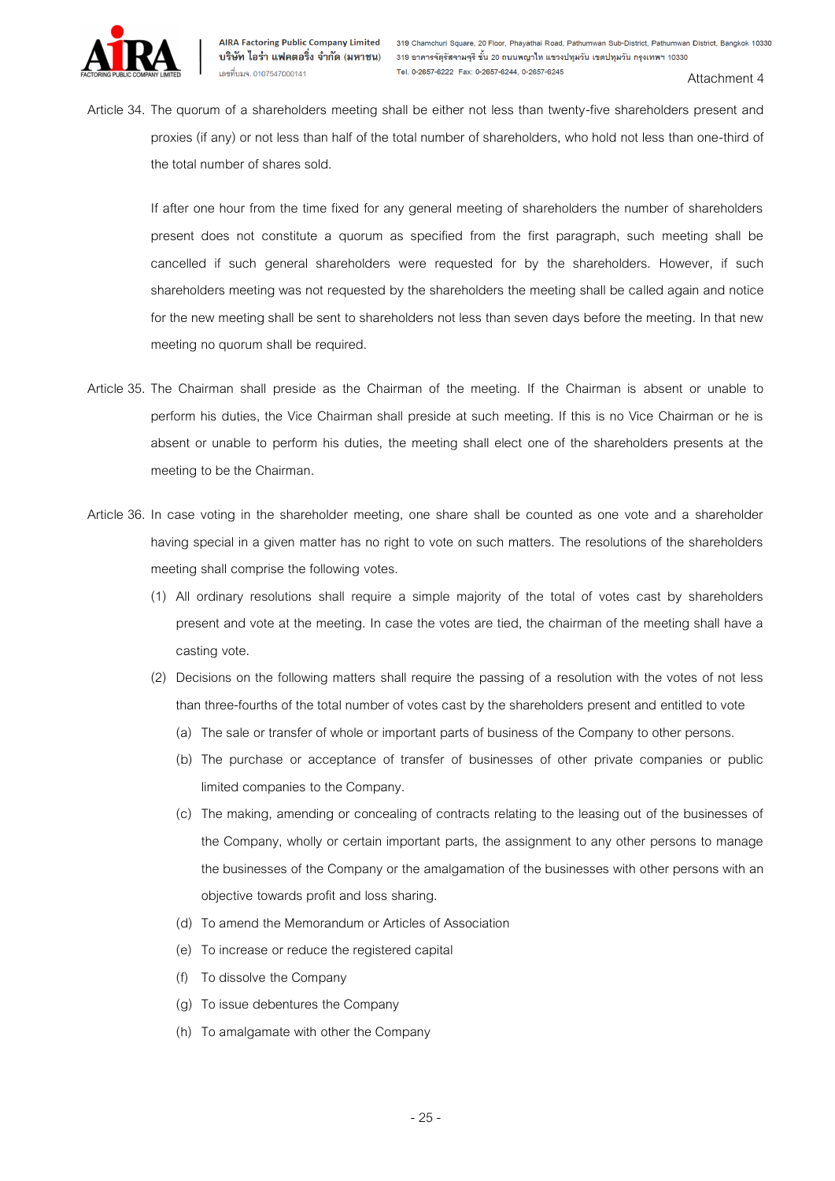Attachment 4

Article 34. The quorum of a shareholders meeting shall be either not less than twenty-five shareholders present and proxies (if any) or not less than half of the total number of shareholders, who hold not less than one-third of the total number of shares sold.

If after one hour from the time fixed for any general meeting of shareholders the number of shareholders present does not constitute a quorum as specified from the first paragraph, such meeting shall be cancelled if such general shareholders were requested for by the shareholders. However, if such shareholders meeting was not requested by the shareholders the meeting shall be called again and notice for the new meeting shall be sent to shareholders not less than seven days before the meeting. In that new meeting no quorum shall be required.

Article 35. The Chairman shall preside as the Chairman of the meeting. If the Chairman is absent or unable to perform his duties, the Vice Chairman shall preside at such meeting. If this is no Vice Chairman or he is absent or unable to perform his duties, the meeting shall elect one of the shareholders presents at the meeting to be the Chairman.

Article 36. In case voting in the shareholder meeting, one share shall be counted as one vote and a shareholder having special in a given matter has no right to vote on such matters. The resolutions of the shareholders meeting shall comprise the following votes.

(1) All ordinary resolutions shall require a simple majority of the total of votes cast by shareholders present and vote at the meeting. In case the votes are tied, the chairman of the meeting shall have a casting vote.

(2) Decisions on the following matters shall require the passing of a resolution with the votes of not less than three-fourths of the total number of votes cast by the shareholders present and entitled to vote

(a) The sale or transfer of whole or important parts of business of the Company to other persons.

(b) The purchase or acceptance of transfer of businesses of other private companies or public limited companies to the Company.

(c) The making, amending or concealing of contracts relating to the leasing out of the businesses of the Company, wholly or certain important parts, the assignment to any other persons to manage the businesses of the Company or the amalgamation of the businesses with other persons with an objective towards profit and loss sharing.

(d) To amend the Memorandum or Articles of Association

(e) To increase or reduce the registered capital

(f) To dissolve the Company

(g) To issue debentures the Company

(h) To amalgamate with other the Company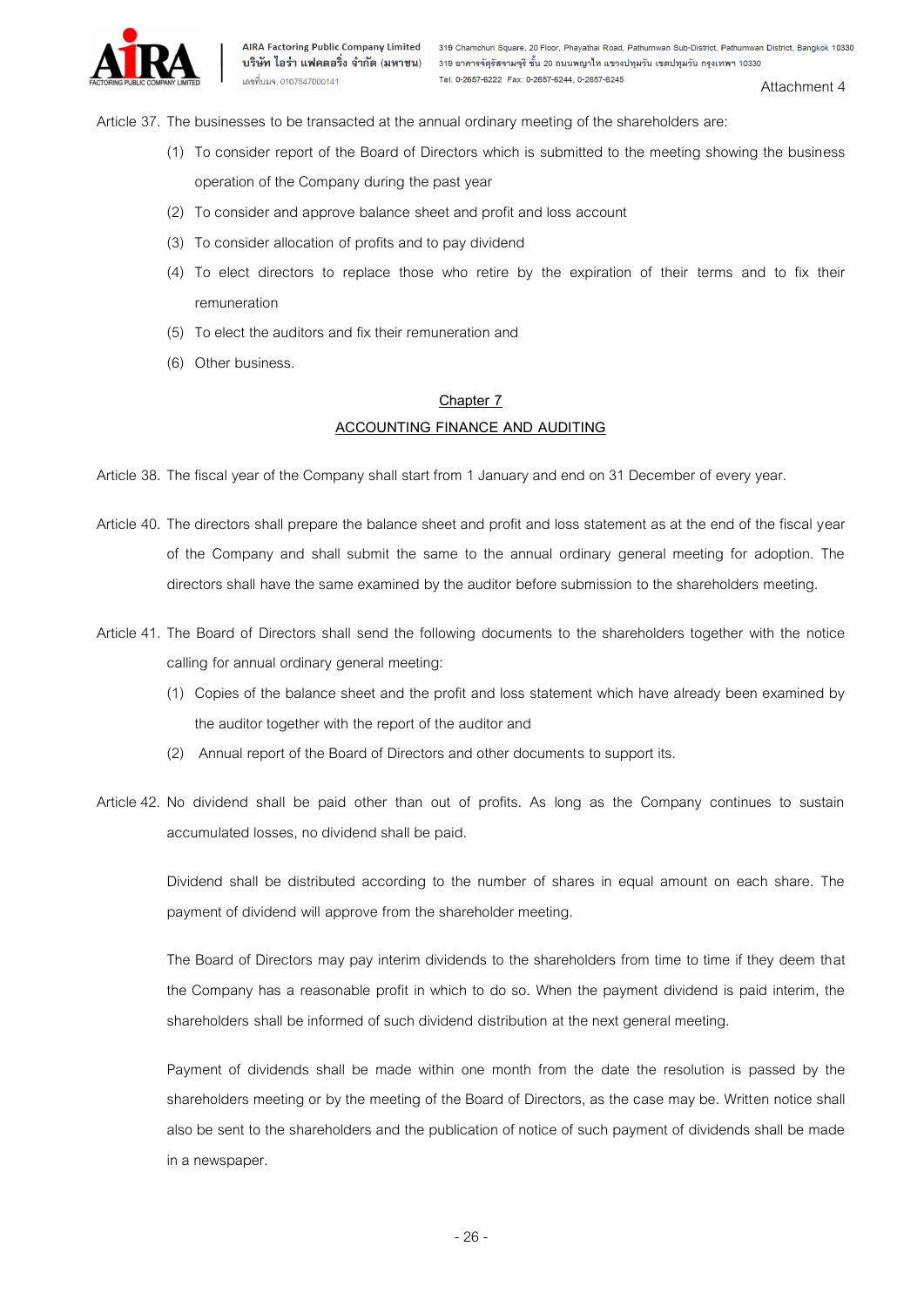Attachment 4

Article 37. The businesses to be transacted at the annual ordinary meeting of the shareholders are:

(1) To consider report of the Board of Directors which is submitted to the meeting showing the business operation of the Company during the past year

(2) To consider and approve balance sheet and profit and loss account

(3) To consider allocation of profits and to pay dividend

(4) To elect directors to replace those who retire by the expiration of their terms and to fix their remuneration

(5) To elect the auditors and fix their remuneration and

(6) Other business.

## Chapter 7
## ACCOUNTING FINANCE AND AUDITING

Article 38. The fiscal year of the Company shall start from 1 January and end on 31 December of every year.

Article 40. The directors shall prepare the balance sheet and profit and loss statement as at the end of the fiscal year of the Company and shall submit the same to the annual ordinary general meeting for adoption. The directors shall have the same examined by the auditor before submission to the shareholders meeting.

Article 41. The Board of Directors shall send the following documents to the shareholders together with the notice calling for annual ordinary general meeting:

(1) Copies of the balance sheet and the profit and loss statement which have already been examined by the auditor together with the report of the auditor and

(2) Annual report of the Board of Directors and other documents to support its.

Article 42. No dividend shall be paid other than out of profits. As long as the Company continues to sustain accumulated losses, no dividend shall be paid.

Dividend shall be distributed according to the number of shares in equal amount on each share. The payment of dividend will approve from the shareholder meeting.

The Board of Directors may pay interim dividends to the shareholders from time to time if they deem that the Company has a reasonable profit in which to do so. When the payment dividend is paid interim, the shareholders shall be informed of such dividend distribution at the next general meeting.

Payment of dividends shall be made within one month from the date the resolution is passed by the shareholders meeting or by the meeting of the Board of Directors, as the case may be. Written notice shall also be sent to the shareholders and the publication of notice of such payment of dividends shall be made in a newspaper.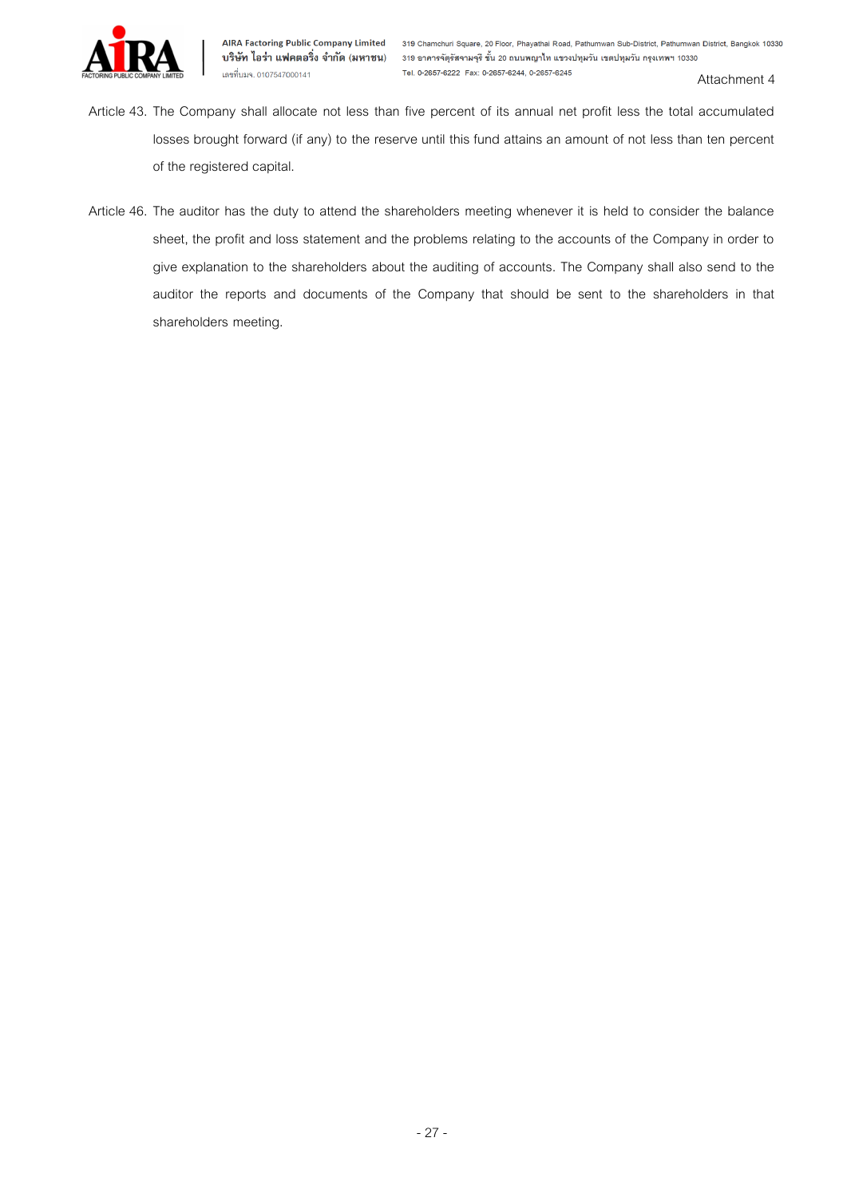Attachment 4

Article 43. The Company shall allocate not less than five percent of its annual net profit less the total accumulated losses brought forward (if any) to the reserve until this fund attains an amount of not less than ten percent of the registered capital.

Article 46. The auditor has the duty to attend the shareholders meeting whenever it is held to consider the balance sheet, the profit and loss statement and the problems relating to the accounts of the Company in order to give explanation to the shareholders about the auditing of accounts. The Company shall also send to the auditor the reports and documents of the Company that should be sent to the shareholders in that shareholders meeting.